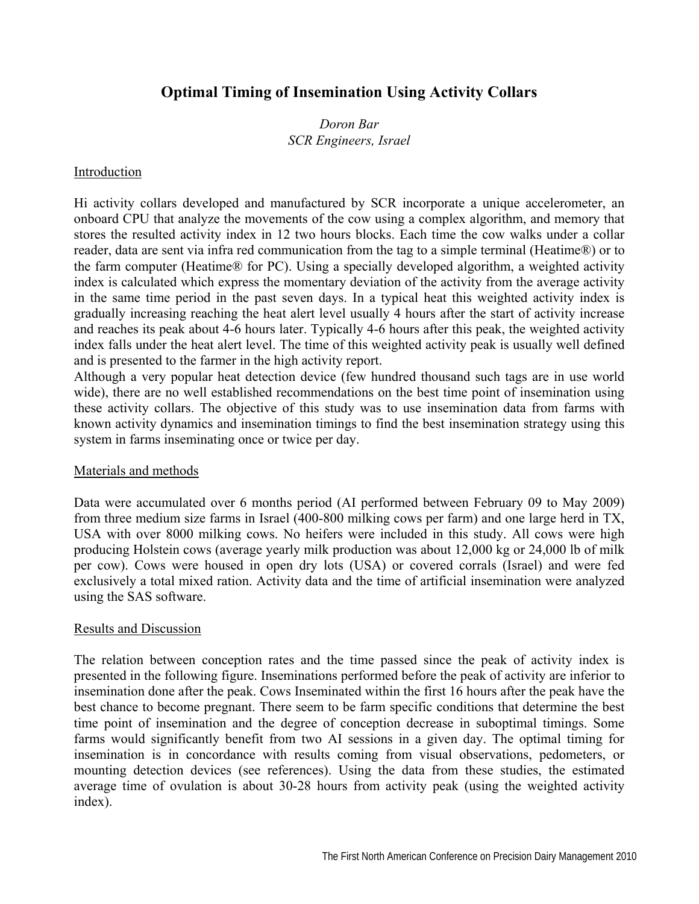# Optimal Timing of Insemination Using Activity Collars

*Doron Bar*
*SCR Engineers, Israel*

## Introduction

Hi activity collars developed and manufactured by SCR incorporate a unique accelerometer, an onboard CPU that analyze the movements of the cow using a complex algorithm, and memory that stores the resulted activity index in 12 two hours blocks. Each time the cow walks under a collar reader, data are sent via infra red communication from the tag to a simple terminal (Heatime®) or to the farm computer (Heatime® for PC). Using a specially developed algorithm, a weighted activity index is calculated which express the momentary deviation of the activity from the average activity in the same time period in the past seven days. In a typical heat this weighted activity index is gradually increasing reaching the heat alert level usually 4 hours after the start of activity increase and reaches its peak about 4-6 hours later. Typically 4-6 hours after this peak, the weighted activity index falls under the heat alert level. The time of this weighted activity peak is usually well defined and is presented to the farmer in the high activity report.

Although a very popular heat detection device (few hundred thousand such tags are in use world wide), there are no well established recommendations on the best time point of insemination using these activity collars. The objective of this study was to use insemination data from farms with known activity dynamics and insemination timings to find the best insemination strategy using this system in farms inseminating once or twice per day.

## Materials and methods

Data were accumulated over 6 months period (AI performed between February 09 to May 2009) from three medium size farms in Israel (400-800 milking cows per farm) and one large herd in TX, USA with over 8000 milking cows. No heifers were included in this study. All cows were high producing Holstein cows (average yearly milk production was about 12,000 kg or 24,000 lb of milk per cow). Cows were housed in open dry lots (USA) or covered corrals (Israel) and were fed exclusively a total mixed ration. Activity data and the time of artificial insemination were analyzed using the SAS software.

## Results and Discussion

The relation between conception rates and the time passed since the peak of activity index is presented in the following figure. Inseminations performed before the peak of activity are inferior to insemination done after the peak. Cows Inseminated within the first 16 hours after the peak have the best chance to become pregnant. There seem to be farm specific conditions that determine the best time point of insemination and the degree of conception decrease in suboptimal timings. Some farms would significantly benefit from two AI sessions in a given day. The optimal timing for insemination is in concordance with results coming from visual observations, pedometers, or mounting detection devices (see references). Using the data from these studies, the estimated average time of ovulation is about 30-28 hours from activity peak (using the weighted activity index).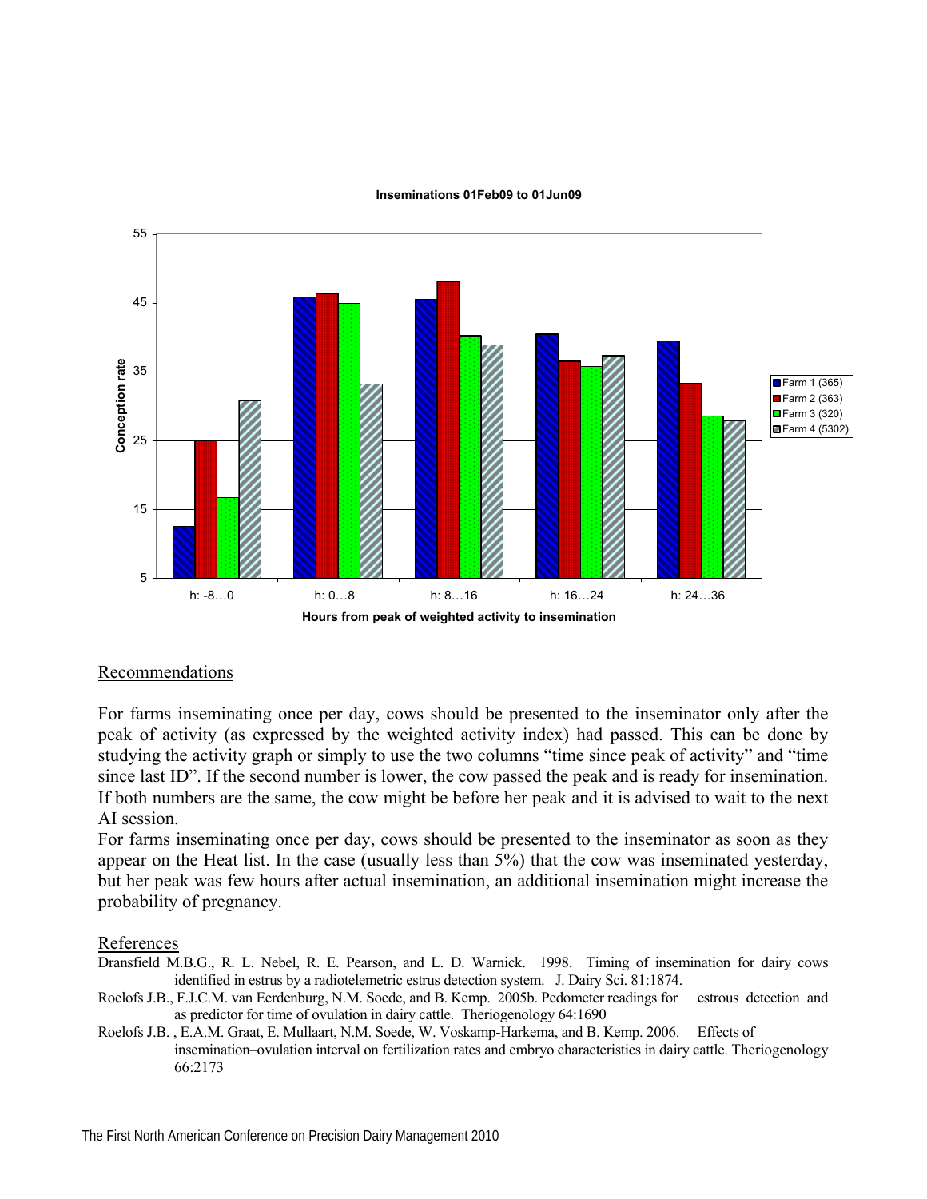Inseminations 01Feb09 to 01Jun09

Conception rate

55
45
35
25
15
5

h: -8…0
h: 0…8
h: 8…16
h: 16…24
h: 24…36

Hours from peak of weighted activity to insemination

Farm 1 (365)
Farm 2 (363)
Farm 3 (320)
Farm 4 (5302)

## Recommendations

For farms inseminating once per day, cows should be presented to the inseminator only after the peak of activity (as expressed by the weighted activity index) had passed. This can be done by studying the activity graph or simply to use the two columns "time since peak of activity" and "time since last ID". If the second number is lower, the cow passed the peak and is ready for insemination. If both numbers are the same, the cow might be before her peak and it is advised to wait to the next AI session.

For farms inseminating once per day, cows should be presented to the inseminator as soon as they appear on the Heat list. In the case (usually less than 5%) that the cow was inseminated yesterday, but her peak was few hours after actual insemination, an additional insemination might increase the probability of pregnancy.

## References

Dransfield M.B.G., R. L. Nebel, R. E. Pearson, and L. D. Warnick. 1998. Timing of insemination for dairy cows identified in estrus by a radiotelemetric estrus detection system. J. Dairy Sci. 81:1874.

Roelofs J.B., F.J.C.M. van Eerdenburg, N.M. Soede, and B. Kemp. 2005b. Pedometer readings for estrous detection and as predictor for time of ovulation in dairy cattle. Theriogenology 64:1690

Roelofs J.B. , E.A.M. Graat, E. Mullaart, N.M. Soede, W. Voskamp-Harkema, and B. Kemp. 2006. Effects of insemination–ovulation interval on fertilization rates and embryo characteristics in dairy cattle. Theriogenology 66:2173